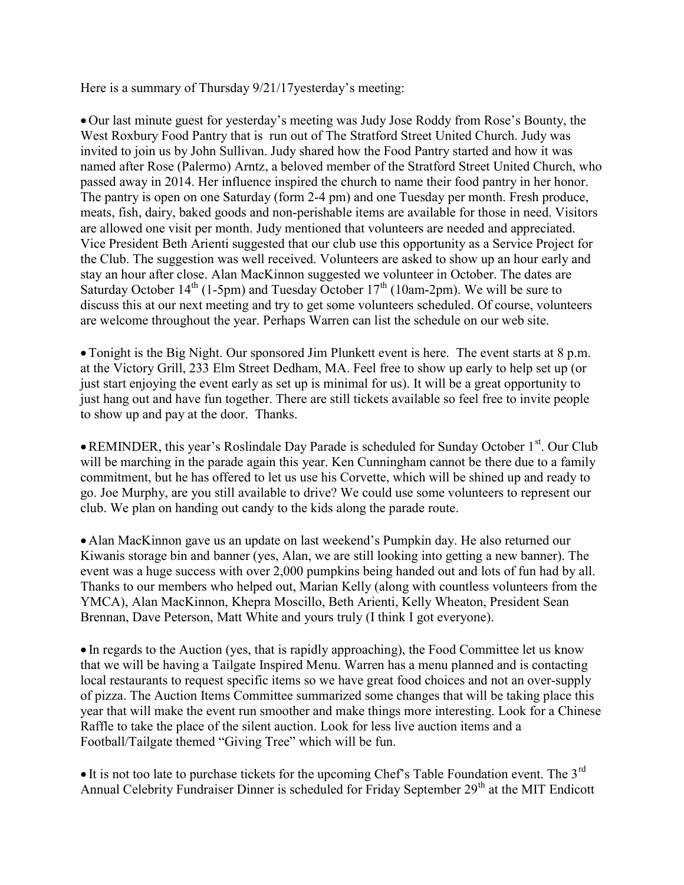Here is a summary of Thursday 9/21/17yesterday's meeting:

- Our last minute guest for yesterday's meeting was Judy Jose Roddy from Rose's Bounty, the West Roxbury Food Pantry that is run out of The Stratford Street United Church. Judy was invited to join us by John Sullivan. Judy shared how the Food Pantry started and how it was named after Rose (Palermo) Arntz, a beloved member of the Stratford Street United Church, who passed away in 2014. Her influence inspired the church to name their food pantry in her honor. The pantry is open on one Saturday (form 2-4 pm) and one Tuesday per month. Fresh produce, meats, fish, dairy, baked goods and non-perishable items are available for those in need. Visitors are allowed one visit per month. Judy mentioned that volunteers are needed and appreciated. Vice President Beth Arienti suggested that our club use this opportunity as a Service Project for the Club. The suggestion was well received. Volunteers are asked to show up an hour early and stay an hour after close. Alan MacKinnon suggested we volunteer in October. The dates are Saturday October 14th (1-5pm) and Tuesday October 17th (10am-2pm). We will be sure to discuss this at our next meeting and try to get some volunteers scheduled. Of course, volunteers are welcome throughout the year. Perhaps Warren can list the schedule on our web site.

- Tonight is the Big Night. Our sponsored Jim Plunkett event is here. The event starts at 8 p.m. at the Victory Grill, 233 Elm Street Dedham, MA. Feel free to show up early to help set up (or just start enjoying the event early as set up is minimal for us). It will be a great opportunity to just hang out and have fun together. There are still tickets available so feel free to invite people to show up and pay at the door. Thanks.

- REMINDER, this year's Roslindale Day Parade is scheduled for Sunday October 1st. Our Club will be marching in the parade again this year. Ken Cunningham cannot be there due to a family commitment, but he has offered to let us use his Corvette, which will be shined up and ready to go. Joe Murphy, are you still available to drive? We could use some volunteers to represent our club. We plan on handing out candy to the kids along the parade route.

- Alan MacKinnon gave us an update on last weekend's Pumpkin day. He also returned our Kiwanis storage bin and banner (yes, Alan, we are still looking into getting a new banner). The event was a huge success with over 2,000 pumpkins being handed out and lots of fun had by all. Thanks to our members who helped out, Marian Kelly (along with countless volunteers from the YMCA), Alan MacKinnon, Khepra Moscillo, Beth Arienti, Kelly Wheaton, President Sean Brennan, Dave Peterson, Matt White and yours truly (I think I got everyone).

- In regards to the Auction (yes, that is rapidly approaching), the Food Committee let us know that we will be having a Tailgate Inspired Menu. Warren has a menu planned and is contacting local restaurants to request specific items so we have great food choices and not an over-supply of pizza. The Auction Items Committee summarized some changes that will be taking place this year that will make the event run smoother and make things more interesting. Look for a Chinese Raffle to take the place of the silent auction. Look for less live auction items and a Football/Tailgate themed "Giving Tree" which will be fun.

- It is not too late to purchase tickets for the upcoming Chef's Table Foundation event. The 3rd Annual Celebrity Fundraiser Dinner is scheduled for Friday September 29th at the MIT Endicott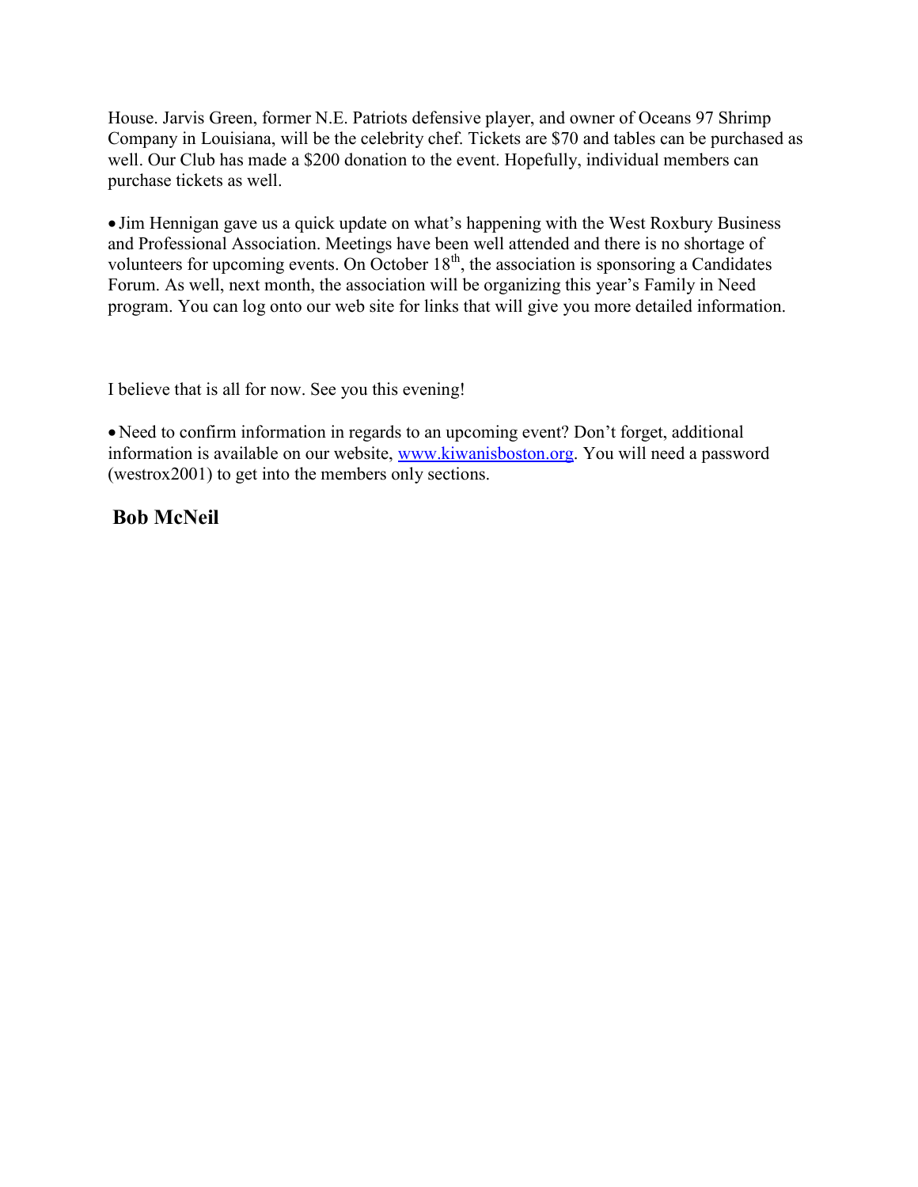House. Jarvis Green, former N.E. Patriots defensive player, and owner of Oceans 97 Shrimp Company in Louisiana, will be the celebrity chef. Tickets are $70 and tables can be purchased as well. Our Club has made a $200 donation to the event. Hopefully, individual members can purchase tickets as well.

- Jim Hennigan gave us a quick update on what's happening with the West Roxbury Business and Professional Association. Meetings have been well attended and there is no shortage of volunteers for upcoming events. On October 18th, the association is sponsoring a Candidates Forum. As well, next month, the association will be organizing this year's Family in Need program. You can log onto our web site for links that will give you more detailed information.

I believe that is all for now. See you this evening!

- Need to confirm information in regards to an upcoming event? Don't forget, additional information is available on our website, [www.kiwanisboston.org](http://www.kiwanisboston.org). You will need a password (westrox2001) to get into the members only sections.

**Bob McNeil**